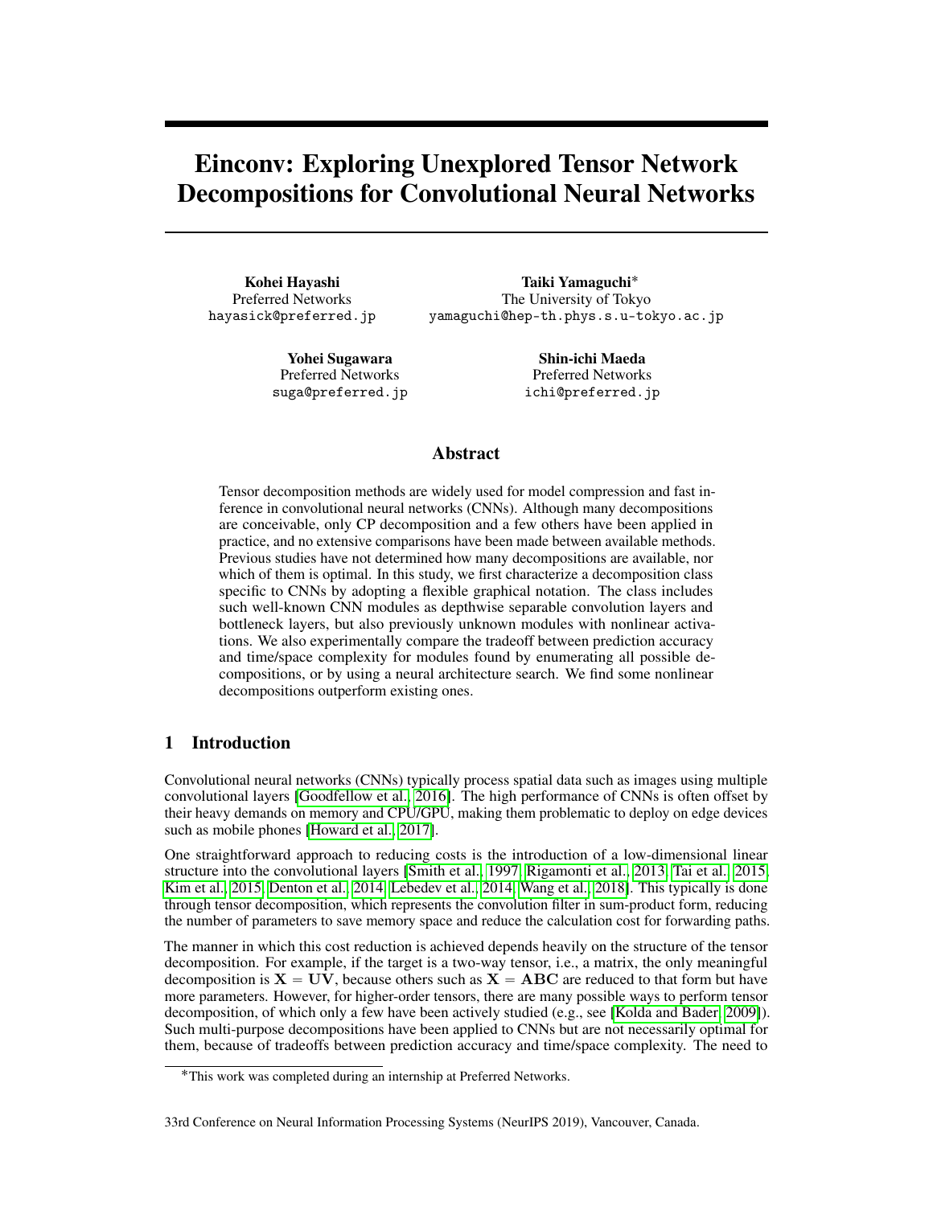# Einconv: Exploring Unexplored Tensor Network Decompositions for Convolutional Neural Networks

**Kohei Hayashi**
Preferred Networks
hayasick@preferred.jp

**Taiki Yamaguchi***
The University of Tokyo
yamaguchi@hep-th.phys.s.u-tokyo.ac.jp

**Yohei Sugawara**
Preferred Networks
suga@preferred.jp

**Shin-ichi Maeda**
Preferred Networks
ichi@preferred.jp

## Abstract

Tensor decomposition methods are widely used for model compression and fast inference in convolutional neural networks (CNNs). Although many decompositions are conceivable, only CP decomposition and a few others have been applied in practice, and no extensive comparisons have been made between available methods. Previous studies have not determined how many decompositions are available, nor which of them is optimal. In this study, we first characterize a decomposition class specific to CNNs by adopting a flexible graphical notation. The class includes such well-known CNN modules as depthwise separable convolution layers and bottleneck layers, but also previously unknown modules with nonlinear activations. We also experimentally compare the tradeoff between prediction accuracy and time/space complexity for modules found by enumerating all possible decompositions, or by using a neural architecture search. We find some nonlinear decompositions outperform existing ones.

## 1 Introduction

Convolutional neural networks (CNNs) typically process spatial data such as images using multiple convolutional layers [Goodfellow et al., 2016]. The high performance of CNNs is often offset by their heavy demands on memory and CPU/GPU, making them problematic to deploy on edge devices such as mobile phones [Howard et al., 2017].

One straightforward approach to reducing costs is the introduction of a low-dimensional linear structure into the convolutional layers [Smith et al., 1997, Rigamonti et al., 2013, Tai et al., 2015, Kim et al., 2015, Denton et al., 2014, Lebedev et al., 2014, Wang et al., 2018]. This typically is done through tensor decomposition, which represents the convolution filter in sum-product form, reducing the number of parameters to save memory space and reduce the calculation cost for forwarding paths.

The manner in which this cost reduction is achieved depends heavily on the structure of the tensor decomposition. For example, if the target is a two-way tensor, i.e., a matrix, the only meaningful decomposition is $\mathbf{X} = \mathbf{U}\mathbf{V}$, because others such as $\mathbf{X} = \mathbf{A}\mathbf{B}\mathbf{C}$ are reduced to that form but have more parameters. However, for higher-order tensors, there are many possible ways to perform tensor decomposition, of which only a few have been actively studied (e.g., see [Kolda and Bader, 2009]). Such multi-purpose decompositions have been applied to CNNs but are not necessarily optimal for them, because of tradeoffs between prediction accuracy and time/space complexity. The need to

*This work was completed during an internship at Preferred Networks.

33rd Conference on Neural Information Processing Systems (NeurIPS 2019), Vancouver, Canada.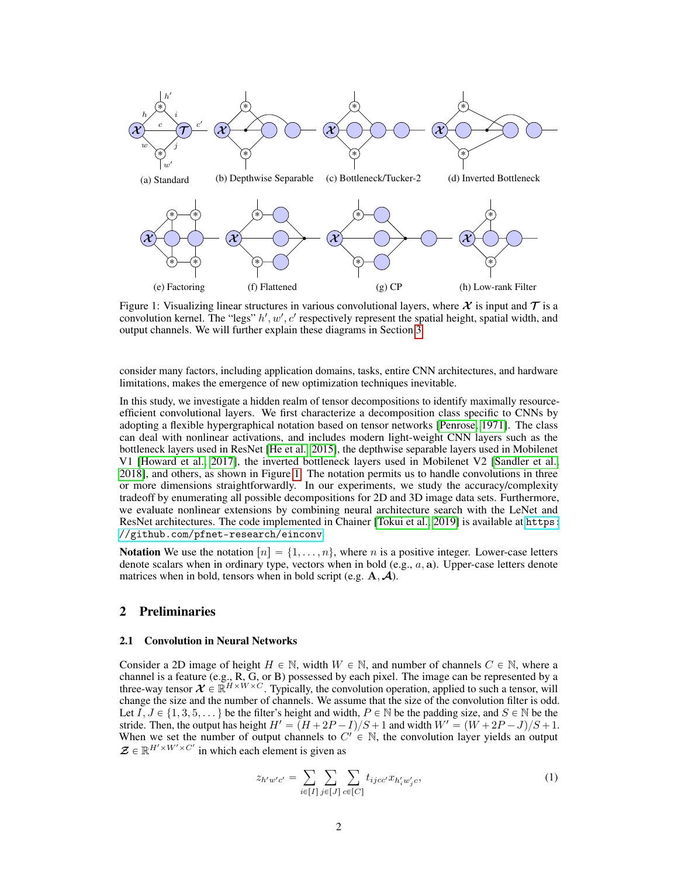(a) Standard (b) Depthwise Separable (c) Bottleneck/Tucker-2 (d) Inverted Bottleneck

(e) Factoring (f) Flattened (g) CP (h) Low-rank Filter

Figure 1: Visualizing linear structures in various convolutional layers, where $\boldsymbol{\mathcal{X}}$ is input and $\boldsymbol{\mathcal{T}}$ is a convolution kernel. The "legs" $h', w', c'$ respectively represent the spatial height, spatial width, and output channels. We will further explain these diagrams in Section 3.

consider many factors, including application domains, tasks, entire CNN architectures, and hardware limitations, makes the emergence of new optimization techniques inevitable.

In this study, we investigate a hidden realm of tensor decompositions to identify maximally resource-efficient convolutional layers. We first characterize a decomposition class specific to CNNs by adopting a flexible hypergraphical notation based on tensor networks [Penrose, 1971]. The class can deal with nonlinear activations, and includes modern light-weight CNN layers such as the bottleneck layers used in ResNet [He et al., 2015], the depthwise separable layers used in Mobilenet V1 [Howard et al., 2017], the inverted bottleneck layers used in Mobilenet V2 [Sandler et al., 2018], and others, as shown in Figure 1. The notation permits us to handle convolutions in three or more dimensions straightforwardly. In our experiments, we study the accuracy/complexity tradeoff by enumerating all possible decompositions for 2D and 3D image data sets. Furthermore, we evaluate nonlinear extensions by combining neural architecture search with the LeNet and ResNet architectures. The code implemented in Chainer [Tokui et al., 2019] is available at https://github.com/pfnet-research/einconv

**Notation** We use the notation $[n] = \{1, \dots, n\}$, where $n$ is a positive integer. Lower-case letters denote scalars when in ordinary type, vectors when in bold (e.g., $a, \mathbf{a}$). Upper-case letters denote matrices when in bold, tensors when in bold script (e.g. $\mathbf{A}, \boldsymbol{\mathcal{A}}$).

## 2 Preliminaries

### 2.1 Convolution in Neural Networks

Consider a 2D image of height $H \in \mathbb{N}$, width $W \in \mathbb{N}$, and number of channels $C \in \mathbb{N}$, where a channel is a feature (e.g., R, G, or B) possessed by each pixel. The image can be represented by a three-way tensor $\boldsymbol{\mathcal{X}} \in \mathbb{R}^{H \times W \times C}$. Typically, the convolution operation, applied to such a tensor, will change the size and the number of channels. We assume that the size of the convolution filter is odd. Let $I, J \in \{1, 3, 5, \dots\}$ be the filter's height and width, $P \in \mathbb{N}$ be the padding size, and $S \in \mathbb{N}$ be the stride. Then, the output has height $H' = (H + 2P - I)/S + 1$ and width $W' = (W + 2P - J)/S + 1$. When we set the number of output channels to $C' \in \mathbb{N}$, the convolution layer yields an output $\boldsymbol{\mathcal{Z}} \in \mathbb{R}^{H' \times W' \times C'}$ in which each element is given as

$$z_{h'w'c'} = \sum_{i \in [I]} \sum_{j \in [J]} \sum_{c \in [C]} t_{ijcc'} x_{h'_i w'_j c}, \tag{1}$$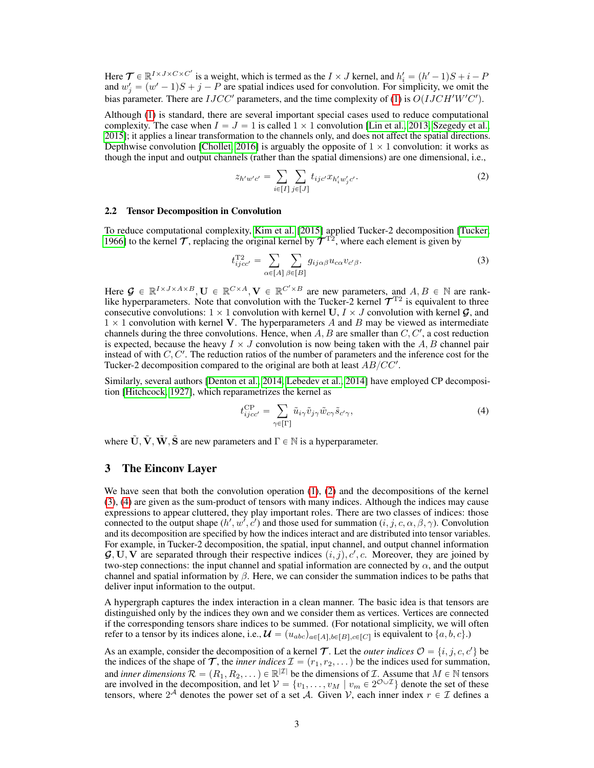Here $\mathcal{T} \in \mathbb{R}^{I \times J \times C \times C'}$ is a weight, which is termed as the $I \times J$ kernel, and $h'_i = (h' - 1)S + i - P$ and $w'_j = (w' - 1)S + j - P$ are spatial indices used for convolution. For simplicity, we omit the bias parameter. There are $IJCC'$ parameters, and the time complexity of (1) is $O(IJCH'W'C')$.

Although (1) is standard, there are several important special cases used to reduce computational complexity. The case when $I = J = 1$ is called $1 \times 1$ convolution [Lin et al., 2013, Szegedy et al., 2015]; it applies a linear transformation to the channels only, and does not affect the spatial directions. Depthwise convolution [Chollet, 2016] is arguably the opposite of $1 \times 1$ convolution: it works as though the input and output channels (rather than the spatial dimensions) are one dimensional, i.e.,

$$z_{h'w'c'} = \sum_{i \in [I]} \sum_{j \in [J]} t_{ijc'} x_{h'_i w'_j c'}. \tag{2}$$

### 2.2 Tensor Decomposition in Convolution

To reduce computational complexity, Kim et al. [2015] applied Tucker-2 decomposition [Tucker, 1966] to the kernel $\mathcal{T}$, replacing the original kernel by $\mathcal{T}^{\mathrm{T2}}$, where each element is given by

$$t^{\mathrm{T2}}_{ijcc'} = \sum_{\alpha \in [A]} \sum_{\beta \in [B]} g_{ij\alpha\beta} u_{c\alpha} v_{c'\beta}. \tag{3}$$

Here $\mathcal{G} \in \mathbb{R}^{I \times J \times A \times B}, \mathbf{U} \in \mathbb{R}^{C \times A}, \mathbf{V} \in \mathbb{R}^{C' \times B}$ are new parameters, and $A, B \in \mathbb{N}$ are rank-like hyperparameters. Note that convolution with the Tucker-2 kernel $\mathcal{T}^{\mathrm{T2}}$ is equivalent to three consecutive convolutions: $1 \times 1$ convolution with kernel $\mathbf{U}$, $I \times J$ convolution with kernel $\mathcal{G}$, and $1 \times 1$ convolution with kernel $\mathbf{V}$. The hyperparameters $A$ and $B$ may be viewed as intermediate channels during the three convolutions. Hence, when $A, B$ are smaller than $C, C'$, a cost reduction is expected, because the heavy $I \times J$ convolution is now being taken with the $A, B$ channel pair instead of with $C, C'$. The reduction ratios of the number of parameters and the inference cost for the Tucker-2 decomposition compared to the original are both at least $AB/CC'$.

Similarly, several authors [Denton et al., 2014, Lebedev et al., 2014] have employed CP decomposition [Hitchcock, 1927], which reparametrizes the kernel as

$$t^{\mathrm{CP}}_{ijcc'} = \sum_{\gamma \in [\Gamma]} \tilde{u}_{i\gamma} \tilde{v}_{j\gamma} \tilde{w}_{c\gamma} \tilde{s}_{c'\gamma}, \tag{4}$$

where $\tilde{\mathbf{U}}, \tilde{\mathbf{V}}, \tilde{\mathbf{W}}, \tilde{\mathbf{S}}$ are new parameters and $\Gamma \in \mathbb{N}$ is a hyperparameter.

## 3 The Einconv Layer

We have seen that both the convolution operation (1), (2) and the decompositions of the kernel (3), (4) are given as the sum-product of tensors with many indices. Although the indices may cause expressions to appear cluttered, they play important roles. There are two classes of indices: those connected to the output shape $(h', w', c')$ and those used for summation $(i, j, c, \alpha, \beta, \gamma)$. Convolution and its decomposition are specified by how the indices interact and are distributed into tensor variables. For example, in Tucker-2 decomposition, the spatial, input channel, and output channel information $\mathcal{G}, \mathbf{U}, \mathbf{V}$ are separated through their respective indices $(i, j), c', c$. Moreover, they are joined by two-step connections: the input channel and spatial information are connected by $\alpha$, and the output channel and spatial information by $\beta$. Here, we can consider the summation indices to be paths that deliver input information to the output.

A hypergraph captures the index interaction in a clean manner. The basic idea is that tensors are distinguished only by the indices they own and we consider them as vertices. Vertices are connected if the corresponding tensors share indices to be summed. (For notational simplicity, we will often refer to a tensor by its indices alone, i.e., $\mathcal{U} = (u_{abc})_{a \in [A], b \in [B], c \in [C]}$ is equivalent to $\{a, b, c\}$.)

As an example, consider the decomposition of a kernel $\mathcal{T}$. Let the *outer indices* $\mathcal{O} = \{i, j, c, c'\}$ be the indices of the shape of $\mathcal{T}$, the *inner indices* $\mathcal{I} = (r_1, r_2, \dots)$ be the indices used for summation, and *inner dimensions* $\mathcal{R} = (R_1, R_2, \dots) \in \mathbb{R}^{|\mathcal{I}|}$ be the dimensions of $\mathcal{I}$. Assume that $M \in \mathbb{N}$ tensors are involved in the decomposition, and let $\mathcal{V} = \{v_1, \dots, v_M \mid v_m \in 2^{\mathcal{O} \cup \mathcal{I}}\}$ denote the set of these tensors, where $2^{\mathcal{A}}$ denotes the power set of a set $\mathcal{A}$. Given $\mathcal{V}$, each inner index $r \in \mathcal{I}$ defines a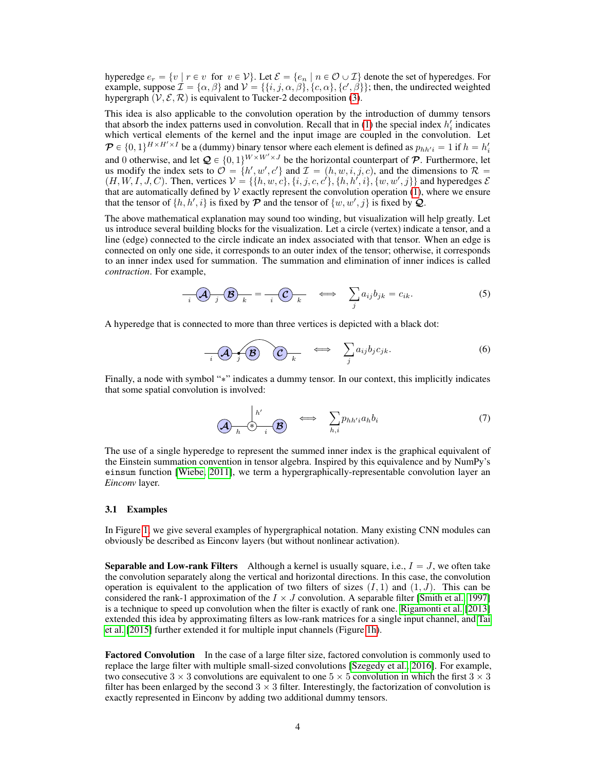hyperedge $e_r = \{v \mid r \in v \text{ for } v \in \mathcal{V}\}$. Let $\mathcal{E} = \{e_n \mid n \in \mathcal{O} \cup \mathcal{I}\}$ denote the set of hyperedges. For example, suppose $\mathcal{I} = \{\alpha, \beta\}$ and $\mathcal{V} = \{\{i, j, \alpha, \beta\}, \{c, \alpha\}, \{c', \beta\}\}$; then, the undirected weighted hypergraph $(\mathcal{V}, \mathcal{E}, \mathcal{R})$ is equivalent to Tucker-2 decomposition (3).

This idea is also applicable to the convolution operation by the introduction of dummy tensors that absorb the index patterns used in convolution. Recall that in (1) the special index $h'_i$ indicates which vertical elements of the kernel and the input image are coupled in the convolution. Let $\mathcal{P} \in \{0, 1\}^{H \times H' \times I}$ be a (dummy) binary tensor where each element is defined as $p_{hh'i} = 1$ if $h = h'_i$ and 0 otherwise, and let $\mathcal{Q} \in \{0, 1\}^{W \times W' \times J}$ be the horizontal counterpart of $\mathcal{P}$. Furthermore, let us modify the index sets to $\mathcal{O} = \{h', w', c'\}$ and $\mathcal{I} = (h, w, i, j, c)$, and the dimensions to $\mathcal{R} = (H, W, I, J, C)$. Then, vertices $\mathcal{V} = \{\{h, w, c\}, \{i, j, c, c'\}, \{h, h', i\}, \{w, w', j\}\}$ and hyperedges $\mathcal{E}$ that are automatically defined by $\mathcal{V}$ exactly represent the convolution operation (1), where we ensure that the tensor of $\{h, h', i\}$ is fixed by $\mathcal{P}$ and the tensor of $\{w, w', j\}$ is fixed by $\mathcal{Q}$.

The above mathematical explanation may sound too winding, but visualization will help greatly. Let us introduce several building blocks for the visualization. Let a circle (vertex) indicate a tensor, and a line (edge) connected to the circle indicate an index associated with that tensor. When an edge is connected on only one side, it corresponds to an outer index of the tensor; otherwise, it corresponds to an inner index used for summation. The summation and elimination of inner indices is called *contraction*. For example,

$$\sum_j a_{ij} b_{jk} = c_{ik}. \tag{5}$$

A hyperedge that is connected to more than three vertices is depicted with a black dot:

$$\sum_j a_{ij} b_j c_{jk}. \tag{6}$$

Finally, a node with symbol "∗" indicates a dummy tensor. In our context, this implicitly indicates that some spatial convolution is involved:

$$\sum_{h,i} p_{hh'i} a_h b_i \tag{7}$$

The use of a single hyperedge to represent the summed inner index is the graphical equivalent of the Einstein summation convention in tensor algebra. Inspired by this equivalence and by NumPy's `einsum` function [Wiebe, 2011], we term a hypergraphically-representable convolution layer an *Einconv* layer.

### 3.1 Examples

In Figure 1, we give several examples of hypergraphical notation. Many existing CNN modules can obviously be described as Einconv layers (but without nonlinear activation).

**Separable and Low-rank Filters** Although a kernel is usually square, i.e., $I = J$, we often take the convolution separately along the vertical and horizontal directions. In this case, the convolution operation is equivalent to the application of two filters of sizes $(I, 1)$ and $(1, J)$. This can be considered the rank-1 approximation of the $I \times J$ convolution. A separable filter [Smith et al., 1997] is a technique to speed up convolution when the filter is exactly of rank one. Rigamonti et al. [2013] extended this idea by approximating filters as low-rank matrices for a single input channel, and Tai et al. [2015] further extended it for multiple input channels (Figure 1h).

**Factored Convolution** In the case of a large filter size, factored convolution is commonly used to replace the large filter with multiple small-sized convolutions [Szegedy et al., 2016]. For example, two consecutive $3 \times 3$ convolutions are equivalent to one $5 \times 5$ convolution in which the first $3 \times 3$ filter has been enlarged by the second $3 \times 3$ filter. Interestingly, the factorization of convolution is exactly represented in Einconv by adding two additional dummy tensors.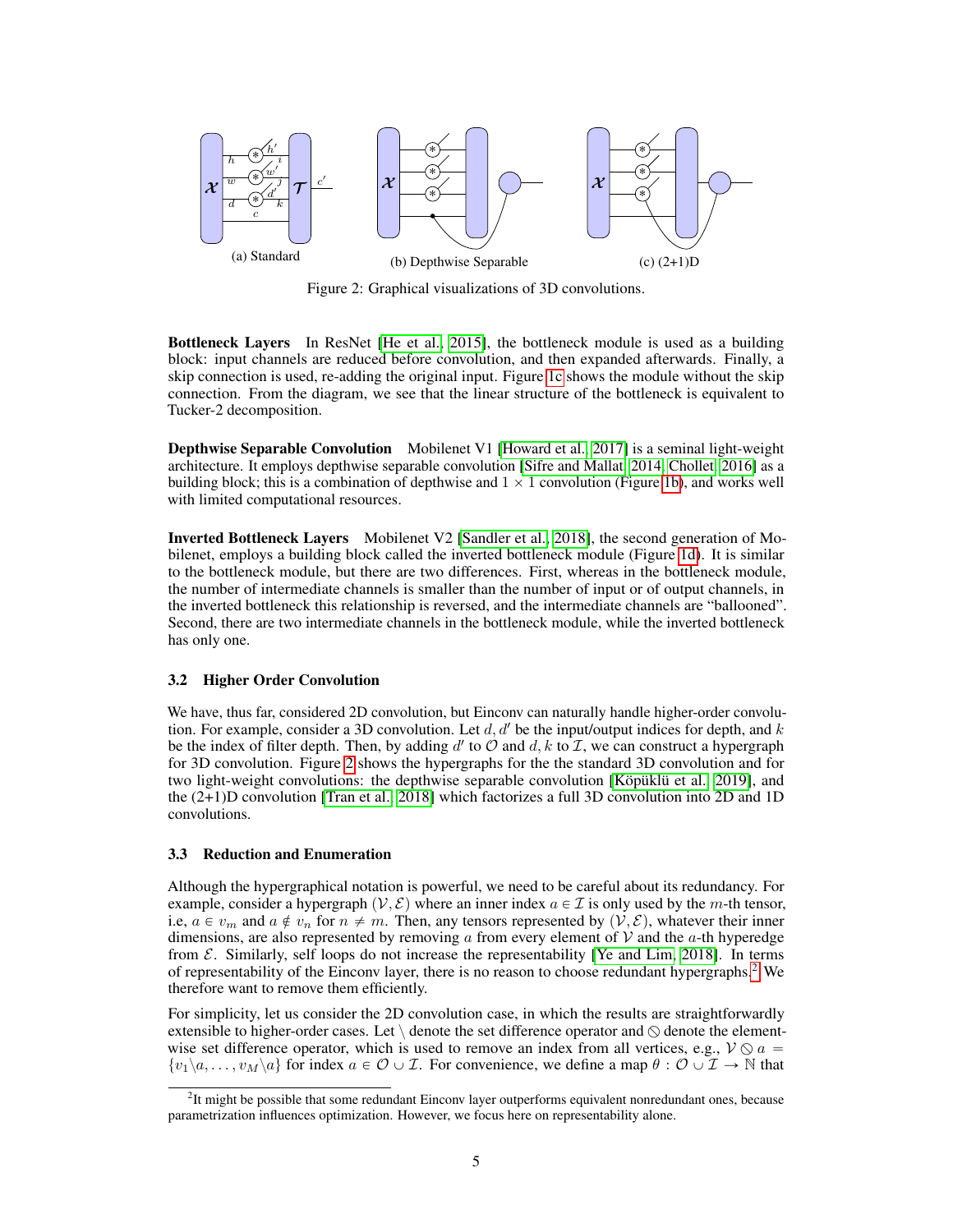(a) Standard (b) Depthwise Separable (c) (2+1)D

Figure 2: Graphical visualizations of 3D convolutions.

**Bottleneck Layers** In ResNet [He et al., 2015], the bottleneck module is used as a building block: input channels are reduced before convolution, and then expanded afterwards. Finally, a skip connection is used, re-adding the original input. Figure 1c shows the module without the skip connection. From the diagram, we see that the linear structure of the bottleneck is equivalent to Tucker-2 decomposition.

**Depthwise Separable Convolution** Mobilenet V1 [Howard et al., 2017] is a seminal light-weight architecture. It employs depthwise separable convolution [Sifre and Mallat, 2014, Chollet, 2016] as a building block; this is a combination of depthwise and $1 \times 1$ convolution (Figure 1b), and works well with limited computational resources.

**Inverted Bottleneck Layers** Mobilenet V2 [Sandler et al., 2018], the second generation of Mobilenet, employs a building block called the inverted bottleneck module (Figure 1d). It is similar to the bottleneck module, but there are two differences. First, whereas in the bottleneck module, the number of intermediate channels is smaller than the number of input or of output channels, in the inverted bottleneck this relationship is reversed, and the intermediate channels are "ballooned". Second, there are two intermediate channels in the bottleneck module, while the inverted bottleneck has only one.

### 3.2 Higher Order Convolution

We have, thus far, considered 2D convolution, but Einconv can naturally handle higher-order convolution. For example, consider a 3D convolution. Let $d, d'$ be the input/output indices for depth, and $k$ be the index of filter depth. Then, by adding $d'$ to $\mathcal{O}$ and $d, k$ to $\mathcal{I}$, we can construct a hypergraph for 3D convolution. Figure 2 shows the hypergraphs for the the standard 3D convolution and for two light-weight convolutions: the depthwise separable convolution [Köpüklü et al., 2019], and the (2+1)D convolution [Tran et al., 2018] which factorizes a full 3D convolution into 2D and 1D convolutions.

### 3.3 Reduction and Enumeration

Although the hypergraphical notation is powerful, we need to be careful about its redundancy. For example, consider a hypergraph $(\mathcal{V}, \mathcal{E})$ where an inner index $a \in \mathcal{I}$ is only used by the $m$-th tensor, i.e, $a \in v_m$ and $a \notin v_n$ for $n \neq m$. Then, any tensors represented by $(\mathcal{V}, \mathcal{E})$, whatever their inner dimensions, are also represented by removing $a$ from every element of $\mathcal{V}$ and the $a$-th hyperedge from $\mathcal{E}$. Similarly, self loops do not increase the representability [Ye and Lim, 2018]. In terms of representability of the Einconv layer, there is no reason to choose redundant hypergraphs.[2] We therefore want to remove them efficiently.

For simplicity, let us consider the 2D convolution case, in which the results are straightforwardly extensible to higher-order cases. Let $\setminus$ denote the set difference operator and $\oslash$ denote the element-wise set difference operator, which is used to remove an index from all vertices, e.g., $\mathcal{V} \oslash a = \{v_1 \setminus a, \ldots, v_M \setminus a\}$ for index $a \in \mathcal{O} \cup \mathcal{I}$. For convenience, we define a map $\theta : \mathcal{O} \cup \mathcal{I} \to \mathbb{N}$ that

[2] It might be possible that some redundant Einconv layer outperforms equivalent nonredundant ones, because parametrization influences optimization. However, we focus here on representability alone.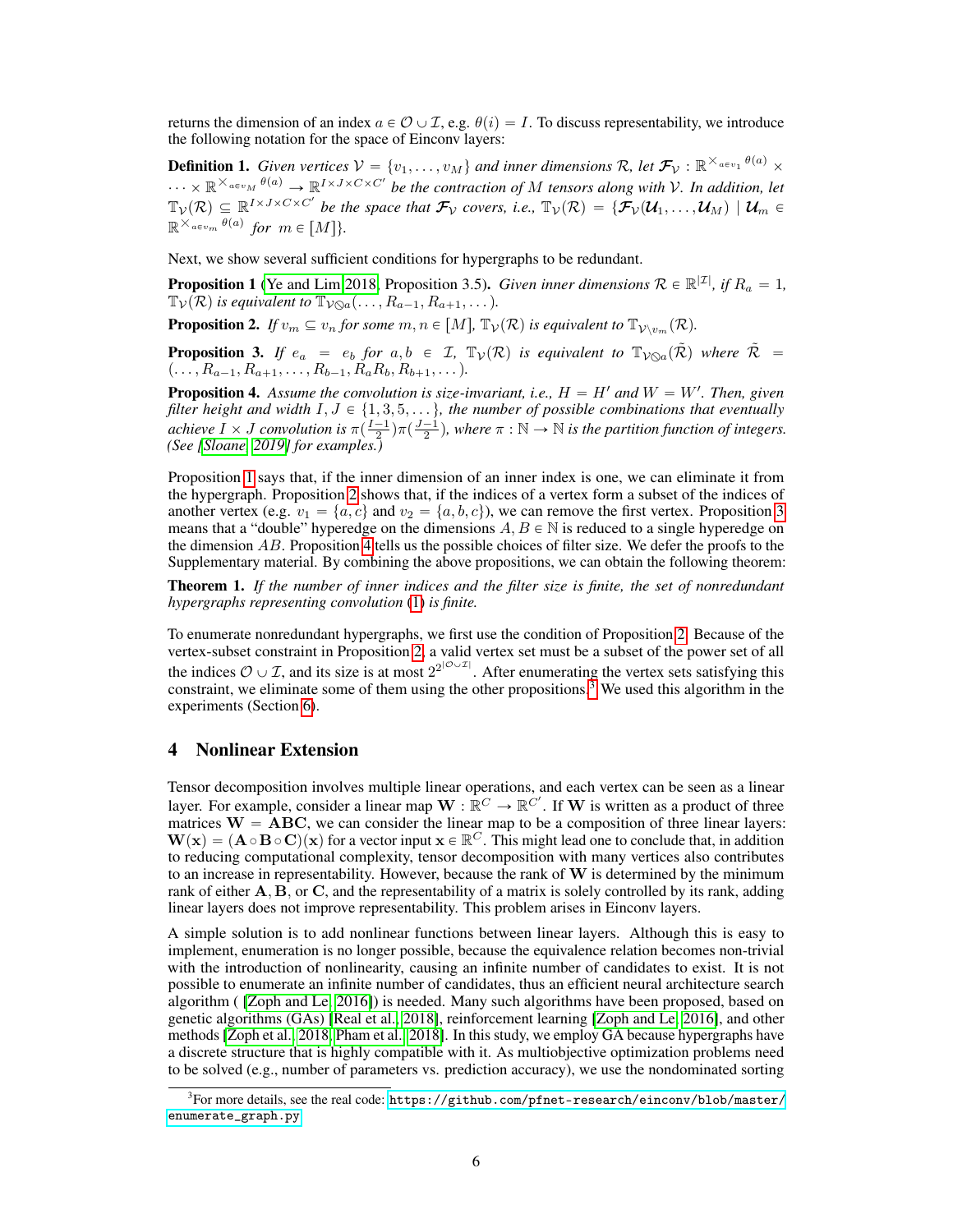returns the dimension of an index $a \in \mathcal{O} \cup \mathcal{I}$, e.g. $\theta(i) = I$. To discuss representability, we introduce the following notation for the space of Einconv layers:

**Definition 1.** *Given vertices $\mathcal{V} = \{v_1, \ldots, v_M\}$ and inner dimensions $\mathcal{R}$, let $\boldsymbol{\mathcal{F}}_{\mathcal{V}} : \mathbb{R}^{\times_{a \in v_1} \theta(a)} \times \cdots \times \mathbb{R}^{\times_{a \in v_M} \theta(a)} \to \mathbb{R}^{I \times J \times C \times C'}$ be the contraction of $M$ tensors along with $\mathcal{V}$. In addition, let $\mathbb{T}_{\mathcal{V}}(\mathcal{R}) \subseteq \mathbb{R}^{I \times J \times C \times C'}$ be the space that $\boldsymbol{\mathcal{F}}_{\mathcal{V}}$ covers, i.e., $\mathbb{T}_{\mathcal{V}}(\mathcal{R}) = \{\boldsymbol{\mathcal{F}}_{\mathcal{V}}(\boldsymbol{\mathcal{U}}_1, \ldots, \boldsymbol{\mathcal{U}}_M) \mid \boldsymbol{\mathcal{U}}_m \in \mathbb{R}^{\times_{a \in v_m} \theta(a)}$ for $m \in [M]\}$.*

Next, we show several sufficient conditions for hypergraphs to be redundant.

**Proposition 1** ([Ye and Lim 2018] Proposition 3.5)**.** *Given inner dimensions $\mathcal{R} \in \mathbb{R}^{|\mathcal{I}|}$, if $R_a = 1$, $\mathbb{T}_{\mathcal{V}}(\mathcal{R})$ is equivalent to $\mathbb{T}_{\mathcal{V} \oslash a}(\ldots, R_{a-1}, R_{a+1}, \ldots)$.*

**Proposition 2.** *If $v_m \subseteq v_n$ for some $m, n \in [M]$, $\mathbb{T}_{\mathcal{V}}(\mathcal{R})$ is equivalent to $\mathbb{T}_{\mathcal{V} \setminus v_m}(\mathcal{R})$.*

**Proposition 3.** *If $e_a = e_b$ for $a, b \in \mathcal{I}$, $\mathbb{T}_{\mathcal{V}}(\mathcal{R})$ is equivalent to $\mathbb{T}_{\mathcal{V} \oslash a}(\tilde{\mathcal{R}})$ where $\tilde{\mathcal{R}} = (\ldots, R_{a-1}, R_{a+1}, \ldots, R_{b-1}, R_a R_b, R_{b+1}, \ldots)$.*

**Proposition 4.** *Assume the convolution is size-invariant, i.e., $H = H'$ and $W = W'$. Then, given filter height and width $I, J \in \{1, 3, 5, \ldots\}$, the number of possible combinations that eventually achieve $I \times J$ convolution is $\pi(\frac{I-1}{2})\pi(\frac{J-1}{2})$, where $\pi : \mathbb{N} \to \mathbb{N}$ is the partition function of integers. (See [Sloane 2019] for examples.)*

Proposition 1 says that, if the inner dimension of an inner index is one, we can eliminate it from the hypergraph. Proposition 2 shows that, if the indices of a vertex form a subset of the indices of another vertex (e.g. $v_1 = \{a, c\}$ and $v_2 = \{a, b, c\}$), we can remove the first vertex. Proposition 3 means that a "double" hyperedge on the dimensions $A, B \in \mathbb{N}$ is reduced to a single hyperedge on the dimension $AB$. Proposition 4 tells us the possible choices of filter size. We defer the proofs to the Supplementary material. By combining the above propositions, we can obtain the following theorem:

**Theorem 1.** *If the number of inner indices and the filter size is finite, the set of nonredundant hypergraphs representing convolution (1) is finite.*

To enumerate nonredundant hypergraphs, we first use the condition of Proposition 2. Because of the vertex-subset constraint in Proposition 2, a valid vertex set must be a subset of the power set of all the indices $\mathcal{O} \cup \mathcal{I}$, and its size is at most $2^{2^{|\mathcal{O} \cup \mathcal{I}|}}$. After enumerating the vertex sets satisfying this constraint, we eliminate some of them using the other propositions.[3] We used this algorithm in the experiments (Section 6).

## 4 Nonlinear Extension

Tensor decomposition involves multiple linear operations, and each vertex can be seen as a linear layer. For example, consider a linear map $\mathbf{W} : \mathbb{R}^C \to \mathbb{R}^{C'}$. If $\mathbf{W}$ is written as a product of three matrices $\mathbf{W} = \mathbf{ABC}$, we can consider the linear map to be a composition of three linear layers: $\mathbf{W}(\mathbf{x}) = (\mathbf{A} \circ \mathbf{B} \circ \mathbf{C})(\mathbf{x})$ for a vector input $\mathbf{x} \in \mathbb{R}^C$. This might lead one to conclude that, in addition to reducing computational complexity, tensor decomposition with many vertices also contributes to an increase in representability. However, because the rank of $\mathbf{W}$ is determined by the minimum rank of either $\mathbf{A}, \mathbf{B}$, or $\mathbf{C}$, and the representability of a matrix is solely controlled by its rank, adding linear layers does not improve representability. This problem arises in Einconv layers.

A simple solution is to add nonlinear functions between linear layers. Although this is easy to implement, enumeration is no longer possible, because the equivalence relation becomes non-trivial with the introduction of nonlinearity, causing an infinite number of candidates to exist. It is not possible to enumerate an infinite number of candidates, thus an efficient neural architecture search algorithm ( [Zoph and Le 2016]) is needed. Many such algorithms have been proposed, based on genetic algorithms (GAs) [Real et al., 2018], reinforcement learning [Zoph and Le 2016], and other methods [Zoph et al., 2018; Pham et al., 2018]. In this study, we employ GA because hypergraphs have a discrete structure that is highly compatible with it. As multiobjective optimization problems need to be solved (e.g., number of parameters vs. prediction accuracy), we use the nondominated sorting

[3] For more details, see the real code: https://github.com/pfnet-research/einconv/blob/master/enumerate_graph.py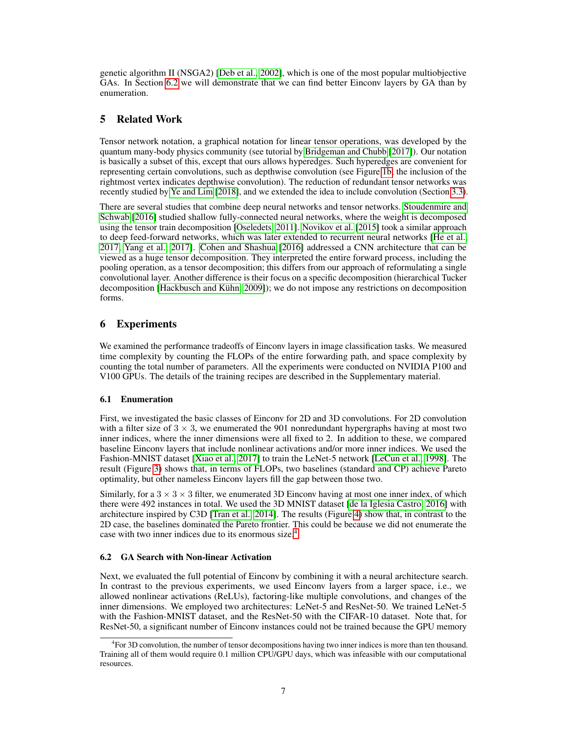genetic algorithm II (NSGA2) [Deb et al., 2002], which is one of the most popular multiobjective GAs. In Section 6.2 we will demonstrate that we can find better Einconv layers by GA than by enumeration.

## 5 Related Work

Tensor network notation, a graphical notation for linear tensor operations, was developed by the quantum many-body physics community (see tutorial by Bridgeman and Chubb [2017]). Our notation is basically a subset of this, except that ours allows hyperedges. Such hyperedges are convenient for representing certain convolutions, such as depthwise convolution (see Figure 1b, the inclusion of the rightmost vertex indicates depthwise convolution). The reduction of redundant tensor networks was recently studied by Ye and Lim [2018], and we extended the idea to include convolution (Section 3.3).

There are several studies that combine deep neural networks and tensor networks. Stoudenmire and Schwab [2016] studied shallow fully-connected neural networks, where the weight is decomposed using the tensor train decomposition [Oseledets, 2011]. Novikov et al. [2015] took a similar approach to deep feed-forward networks, which was later extended to recurrent neural networks [He et al., 2017, Yang et al., 2017]. Cohen and Shashua [2016] addressed a CNN architecture that can be viewed as a huge tensor decomposition. They interpreted the entire forward process, including the pooling operation, as a tensor decomposition; this differs from our approach of reformulating a single convolutional layer. Another difference is their focus on a specific decomposition (hierarchical Tucker decomposition [Hackbusch and Kühn, 2009]); we do not impose any restrictions on decomposition forms.

## 6 Experiments

We examined the performance tradeoffs of Einconv layers in image classification tasks. We measured time complexity by counting the FLOPs of the entire forwarding path, and space complexity by counting the total number of parameters. All the experiments were conducted on NVIDIA P100 and V100 GPUs. The details of the training recipes are described in the Supplementary material.

### 6.1 Enumeration

First, we investigated the basic classes of Einconv for 2D and 3D convolutions. For 2D convolution with a filter size of $3 \times 3$, we enumerated the 901 nonredundant hypergraphs having at most two inner indices, where the inner dimensions were all fixed to 2. In addition to these, we compared baseline Einconv layers that include nonlinear activations and/or more inner indices. We used the Fashion-MNIST dataset [Xiao et al., 2017] to train the LeNet-5 network [LeCun et al., 1998]. The result (Figure 3) shows that, in terms of FLOPs, two baselines (standard and CP) achieve Pareto optimality, but other nameless Einconv layers fill the gap between those two.

Similarly, for a $3 \times 3 \times 3$ filter, we enumerated 3D Einconv having at most one inner index, of which there were 492 instances in total. We used the 3D MNIST dataset [de la Iglesia Castro, 2016] with architecture inspired by C3D [Tran et al., 2014]. The results (Figure 4) show that, in contrast to the 2D case, the baselines dominated the Pareto frontier. This could be because we did not enumerate the case with two inner indices due to its enormous size.[4]

### 6.2 GA Search with Non-linear Activation

Next, we evaluated the full potential of Einconv by combining it with a neural architecture search. In contrast to the previous experiments, we used Einconv layers from a larger space, i.e., we allowed nonlinear activations (ReLUs), factoring-like multiple convolutions, and changes of the inner dimensions. We employed two architectures: LeNet-5 and ResNet-50. We trained LeNet-5 with the Fashion-MNIST dataset, and the ResNet-50 with the CIFAR-10 dataset. Note that, for ResNet-50, a significant number of Einconv instances could not be trained because the GPU memory

[4] For 3D convolution, the number of tensor decompositions having two inner indices is more than ten thousand. Training all of them would require 0.1 million CPU/GPU days, which was infeasible with our computational resources.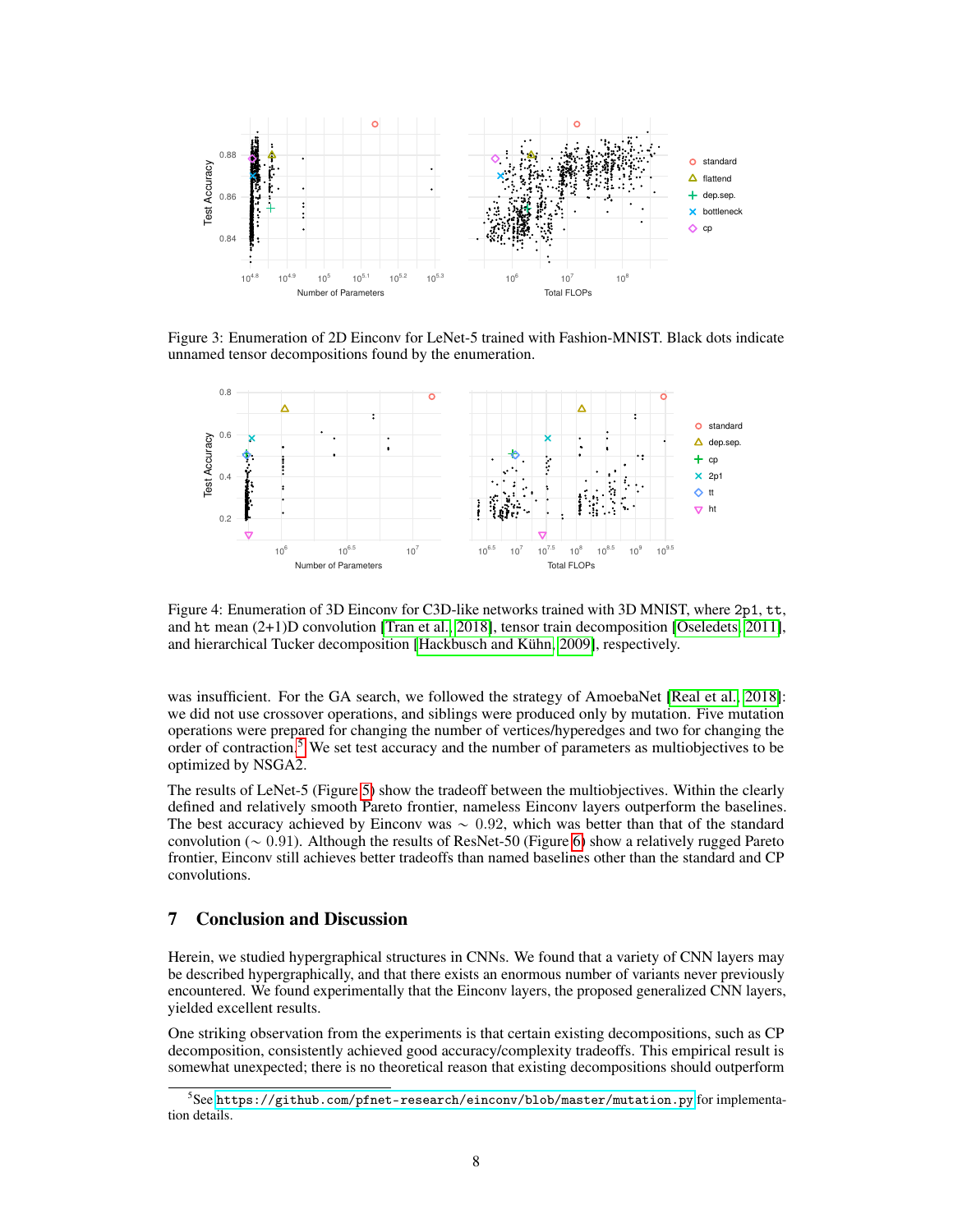Figure 3: Enumeration of 2D Einconv for LeNet-5 trained with Fashion-MNIST. Black dots indicate unnamed tensor decompositions found by the enumeration.

Figure 4: Enumeration of 3D Einconv for C3D-like networks trained with 3D MNIST, where `2p1`, `tt`, and `ht` mean (2+1)D convolution [Tran et al., 2018], tensor train decomposition [Oseledets, 2011], and hierarchical Tucker decomposition [Hackbusch and Kühn, 2009], respectively.

was insufficient. For the GA search, we followed the strategy of AmoebaNet [Real et al., 2018]: we did not use crossover operations, and siblings were produced only by mutation. Five mutation operations were prepared for changing the number of vertices/hyperedges and two for changing the order of contraction.[5] We set test accuracy and the number of parameters as multiobjectives to be optimized by NSGA2.

The results of LeNet-5 (Figure 5) show the tradeoff between the multiobjectives. Within the clearly defined and relatively smooth Pareto frontier, nameless Einconv layers outperform the baselines. The best accuracy achieved by Einconv was $\sim 0.92$, which was better than that of the standard convolution ($\sim 0.91$). Although the results of ResNet-50 (Figure 6) show a relatively rugged Pareto frontier, Einconv still achieves better tradeoffs than named baselines other than the standard and CP convolutions.

## 7 Conclusion and Discussion

Herein, we studied hypergraphical structures in CNNs. We found that a variety of CNN layers may be described hypergraphically, and that there exists an enormous number of variants never previously encountered. We found experimentally that the Einconv layers, the proposed generalized CNN layers, yielded excellent results.

One striking observation from the experiments is that certain existing decompositions, such as CP decomposition, consistently achieved good accuracy/complexity tradeoffs. This empirical result is somewhat unexpected; there is no theoretical reason that existing decompositions should outperform

[5] See `https://github.com/pfnet-research/einconv/blob/master/mutation.py` for implementation details.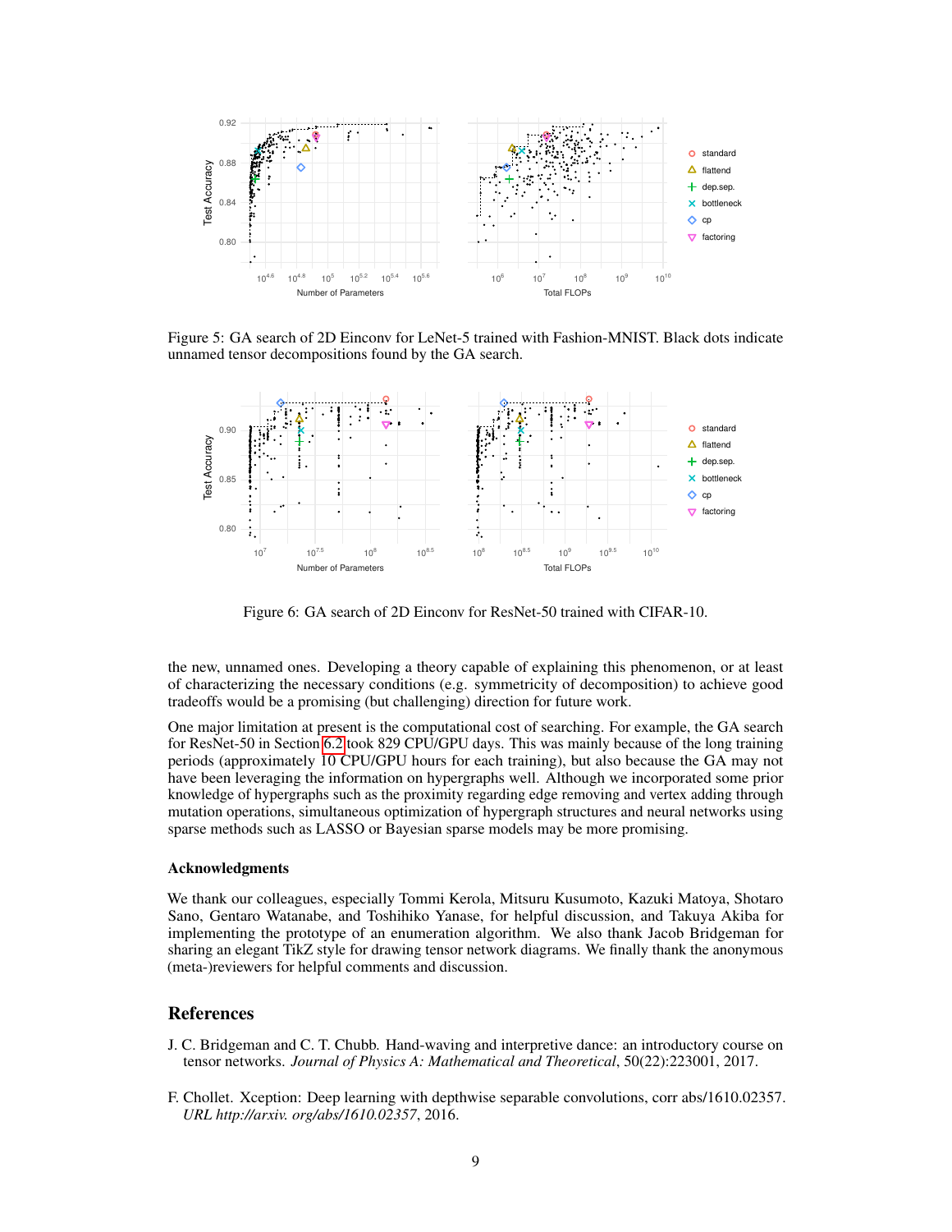Figure 5: GA search of 2D Einconv for LeNet-5 trained with Fashion-MNIST. Black dots indicate unnamed tensor decompositions found by the GA search.

Figure 6: GA search of 2D Einconv for ResNet-50 trained with CIFAR-10.

the new, unnamed ones. Developing a theory capable of explaining this phenomenon, or at least of characterizing the necessary conditions (e.g. symmetricity of decomposition) to achieve good tradeoffs would be a promising (but challenging) direction for future work.

One major limitation at present is the computational cost of searching. For example, the GA search for ResNet-50 in Section 6.2 took 829 CPU/GPU days. This was mainly because of the long training periods (approximately 10 CPU/GPU hours for each training), but also because the GA may not have been leveraging the information on hypergraphs well. Although we incorporated some prior knowledge of hypergraphs such as the proximity regarding edge removing and vertex adding through mutation operations, simultaneous optimization of hypergraph structures and neural networks using sparse methods such as LASSO or Bayesian sparse models may be more promising.

### Acknowledgments

We thank our colleagues, especially Tommi Kerola, Mitsuru Kusumoto, Kazuki Matoya, Shotaro Sano, Gentaro Watanabe, and Toshihiko Yanase, for helpful discussion, and Takuya Akiba for implementing the prototype of an enumeration algorithm. We also thank Jacob Bridgeman for sharing an elegant TikZ style for drawing tensor network diagrams. We finally thank the anonymous (meta-)reviewers for helpful comments and discussion.

## References

J. C. Bridgeman and C. T. Chubb. Hand-waving and interpretive dance: an introductory course on tensor networks. *Journal of Physics A: Mathematical and Theoretical*, 50(22):223001, 2017.

F. Chollet. Xception: Deep learning with depthwise separable convolutions, corr abs/1610.02357. *URL http://arxiv. org/abs/1610.02357*, 2016.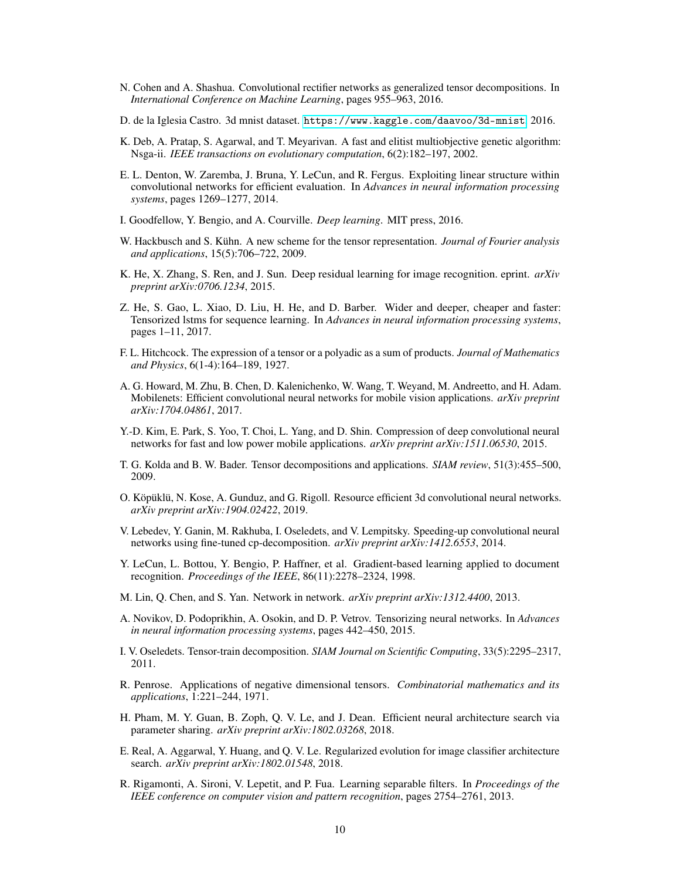N. Cohen and A. Shashua. Convolutional rectifier networks as generalized tensor decompositions. In *International Conference on Machine Learning*, pages 955–963, 2016.

D. de la Iglesia Castro. 3d mnist dataset. https://www.kaggle.com/daavoo/3d-mnist, 2016.

K. Deb, A. Pratap, S. Agarwal, and T. Meyarivan. A fast and elitist multiobjective genetic algorithm: Nsga-ii. *IEEE transactions on evolutionary computation*, 6(2):182–197, 2002.

E. L. Denton, W. Zaremba, J. Bruna, Y. LeCun, and R. Fergus. Exploiting linear structure within convolutional networks for efficient evaluation. In *Advances in neural information processing systems*, pages 1269–1277, 2014.

I. Goodfellow, Y. Bengio, and A. Courville. *Deep learning*. MIT press, 2016.

W. Hackbusch and S. Kühn. A new scheme for the tensor representation. *Journal of Fourier analysis and applications*, 15(5):706–722, 2009.

K. He, X. Zhang, S. Ren, and J. Sun. Deep residual learning for image recognition. eprint. *arXiv preprint arXiv:0706.1234*, 2015.

Z. He, S. Gao, L. Xiao, D. Liu, H. He, and D. Barber. Wider and deeper, cheaper and faster: Tensorized lstms for sequence learning. In *Advances in neural information processing systems*, pages 1–11, 2017.

F. L. Hitchcock. The expression of a tensor or a polyadic as a sum of products. *Journal of Mathematics and Physics*, 6(1-4):164–189, 1927.

A. G. Howard, M. Zhu, B. Chen, D. Kalenichenko, W. Wang, T. Weyand, M. Andreetto, and H. Adam. Mobilenets: Efficient convolutional neural networks for mobile vision applications. *arXiv preprint arXiv:1704.04861*, 2017.

Y.-D. Kim, E. Park, S. Yoo, T. Choi, L. Yang, and D. Shin. Compression of deep convolutional neural networks for fast and low power mobile applications. *arXiv preprint arXiv:1511.06530*, 2015.

T. G. Kolda and B. W. Bader. Tensor decompositions and applications. *SIAM review*, 51(3):455–500, 2009.

O. Köpüklü, N. Kose, A. Gunduz, and G. Rigoll. Resource efficient 3d convolutional neural networks. *arXiv preprint arXiv:1904.02422*, 2019.

V. Lebedev, Y. Ganin, M. Rakhuba, I. Oseledets, and V. Lempitsky. Speeding-up convolutional neural networks using fine-tuned cp-decomposition. *arXiv preprint arXiv:1412.6553*, 2014.

Y. LeCun, L. Bottou, Y. Bengio, P. Haffner, et al. Gradient-based learning applied to document recognition. *Proceedings of the IEEE*, 86(11):2278–2324, 1998.

M. Lin, Q. Chen, and S. Yan. Network in network. *arXiv preprint arXiv:1312.4400*, 2013.

A. Novikov, D. Podoprikhin, A. Osokin, and D. P. Vetrov. Tensorizing neural networks. In *Advances in neural information processing systems*, pages 442–450, 2015.

I. V. Oseledets. Tensor-train decomposition. *SIAM Journal on Scientific Computing*, 33(5):2295–2317, 2011.

R. Penrose. Applications of negative dimensional tensors. *Combinatorial mathematics and its applications*, 1:221–244, 1971.

H. Pham, M. Y. Guan, B. Zoph, Q. V. Le, and J. Dean. Efficient neural architecture search via parameter sharing. *arXiv preprint arXiv:1802.03268*, 2018.

E. Real, A. Aggarwal, Y. Huang, and Q. V. Le. Regularized evolution for image classifier architecture search. *arXiv preprint arXiv:1802.01548*, 2018.

R. Rigamonti, A. Sironi, V. Lepetit, and P. Fua. Learning separable filters. In *Proceedings of the IEEE conference on computer vision and pattern recognition*, pages 2754–2761, 2013.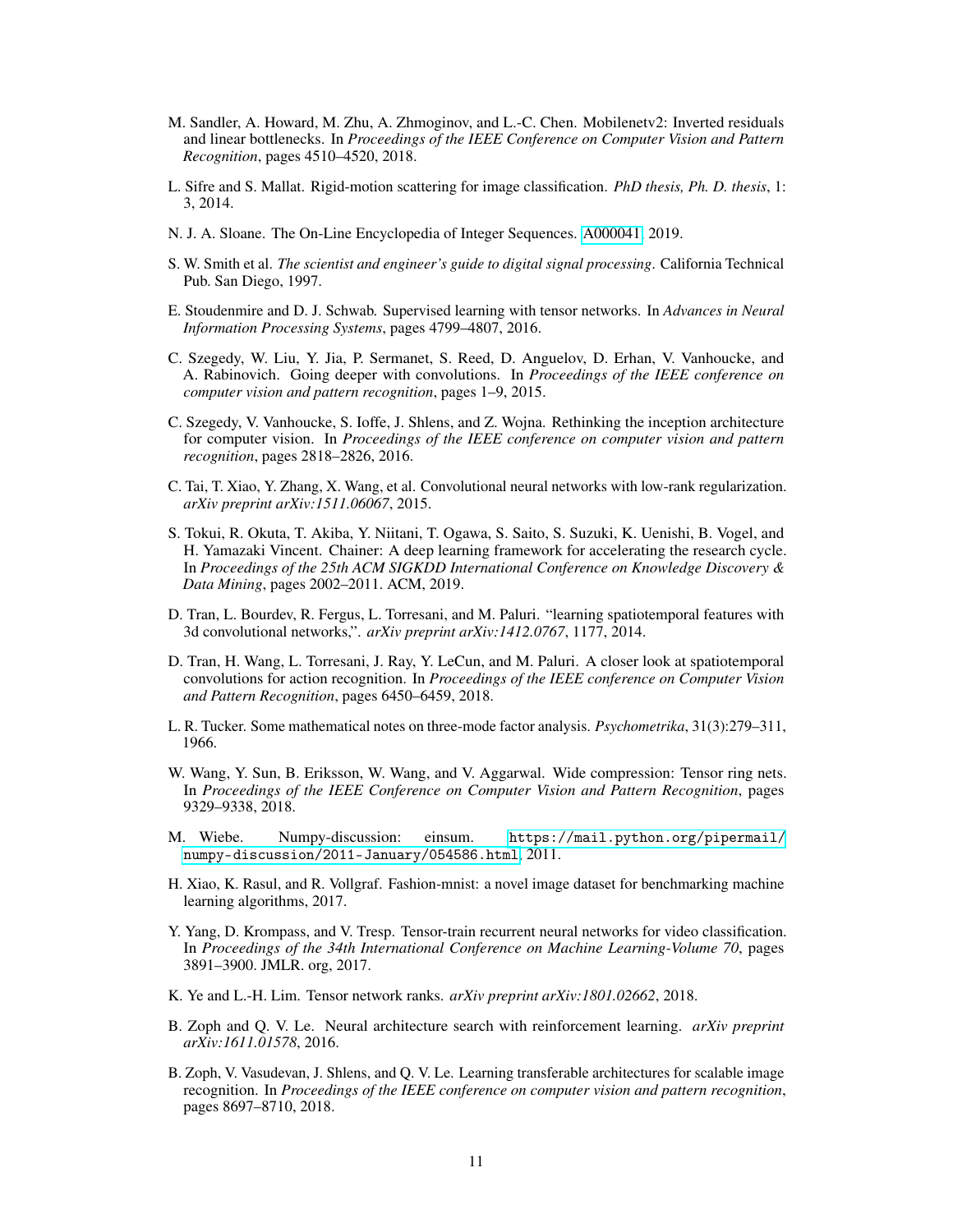M. Sandler, A. Howard, M. Zhu, A. Zhmoginov, and L.-C. Chen. Mobilenetv2: Inverted residuals and linear bottlenecks. In *Proceedings of the IEEE Conference on Computer Vision and Pattern Recognition*, pages 4510–4520, 2018.

L. Sifre and S. Mallat. Rigid-motion scattering for image classification. *PhD thesis, Ph. D. thesis*, 1: 3, 2014.

N. J. A. Sloane. The On-Line Encyclopedia of Integer Sequences. A000041, 2019.

S. W. Smith et al. *The scientist and engineer's guide to digital signal processing*. California Technical Pub. San Diego, 1997.

E. Stoudenmire and D. J. Schwab. Supervised learning with tensor networks. In *Advances in Neural Information Processing Systems*, pages 4799–4807, 2016.

C. Szegedy, W. Liu, Y. Jia, P. Sermanet, S. Reed, D. Anguelov, D. Erhan, V. Vanhoucke, and A. Rabinovich. Going deeper with convolutions. In *Proceedings of the IEEE conference on computer vision and pattern recognition*, pages 1–9, 2015.

C. Szegedy, V. Vanhoucke, S. Ioffe, J. Shlens, and Z. Wojna. Rethinking the inception architecture for computer vision. In *Proceedings of the IEEE conference on computer vision and pattern recognition*, pages 2818–2826, 2016.

C. Tai, T. Xiao, Y. Zhang, X. Wang, et al. Convolutional neural networks with low-rank regularization. *arXiv preprint arXiv:1511.06067*, 2015.

S. Tokui, R. Okuta, T. Akiba, Y. Niitani, T. Ogawa, S. Saito, S. Suzuki, K. Uenishi, B. Vogel, and H. Yamazaki Vincent. Chainer: A deep learning framework for accelerating the research cycle. In *Proceedings of the 25th ACM SIGKDD International Conference on Knowledge Discovery & Data Mining*, pages 2002–2011. ACM, 2019.

D. Tran, L. Bourdev, R. Fergus, L. Torresani, and M. Paluri. "learning spatiotemporal features with 3d convolutional networks,". *arXiv preprint arXiv:1412.0767*, 1177, 2014.

D. Tran, H. Wang, L. Torresani, J. Ray, Y. LeCun, and M. Paluri. A closer look at spatiotemporal convolutions for action recognition. In *Proceedings of the IEEE conference on Computer Vision and Pattern Recognition*, pages 6450–6459, 2018.

L. R. Tucker. Some mathematical notes on three-mode factor analysis. *Psychometrika*, 31(3):279–311, 1966.

W. Wang, Y. Sun, B. Eriksson, W. Wang, and V. Aggarwal. Wide compression: Tensor ring nets. In *Proceedings of the IEEE Conference on Computer Vision and Pattern Recognition*, pages 9329–9338, 2018.

M. Wiebe. Numpy-discussion: einsum. `https://mail.python.org/pipermail/numpy-discussion/2011-January/054586.html`, 2011.

H. Xiao, K. Rasul, and R. Vollgraf. Fashion-mnist: a novel image dataset for benchmarking machine learning algorithms, 2017.

Y. Yang, D. Krompass, and V. Tresp. Tensor-train recurrent neural networks for video classification. In *Proceedings of the 34th International Conference on Machine Learning-Volume 70*, pages 3891–3900. JMLR. org, 2017.

K. Ye and L.-H. Lim. Tensor network ranks. *arXiv preprint arXiv:1801.02662*, 2018.

B. Zoph and Q. V. Le. Neural architecture search with reinforcement learning. *arXiv preprint arXiv:1611.01578*, 2016.

B. Zoph, V. Vasudevan, J. Shlens, and Q. V. Le. Learning transferable architectures for scalable image recognition. In *Proceedings of the IEEE conference on computer vision and pattern recognition*, pages 8697–8710, 2018.